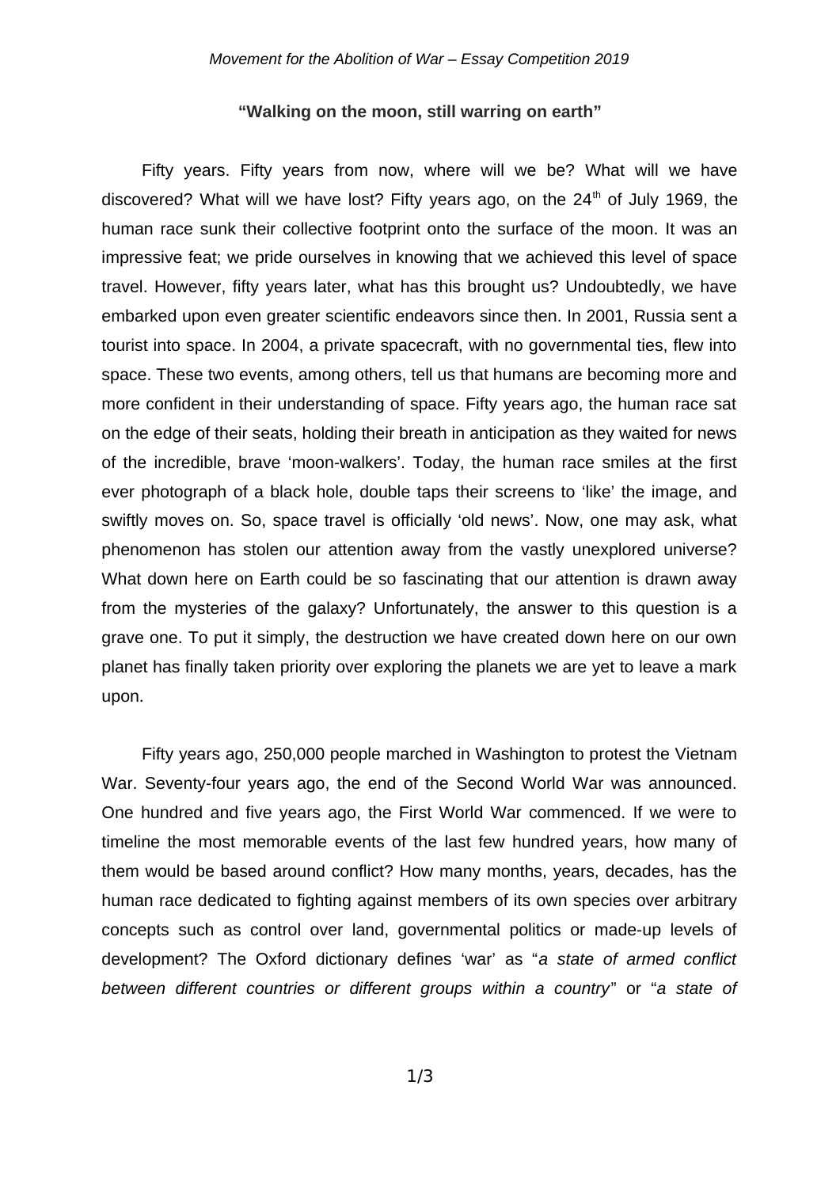*Movement for the Abolition of War – Essay Competition 2019*

**"Walking on the moon, still warring on earth"**

Fifty years. Fifty years from now, where will we be? What will we have discovered? What will we have lost? Fifty years ago, on the 24th of July 1969, the human race sunk their collective footprint onto the surface of the moon. It was an impressive feat; we pride ourselves in knowing that we achieved this level of space travel. However, fifty years later, what has this brought us? Undoubtedly, we have embarked upon even greater scientific endeavors since then. In 2001, Russia sent a tourist into space. In 2004, a private spacecraft, with no governmental ties, flew into space. These two events, among others, tell us that humans are becoming more and more confident in their understanding of space. Fifty years ago, the human race sat on the edge of their seats, holding their breath in anticipation as they waited for news of the incredible, brave 'moon-walkers'. Today, the human race smiles at the first ever photograph of a black hole, double taps their screens to 'like' the image, and swiftly moves on. So, space travel is officially 'old news'. Now, one may ask, what phenomenon has stolen our attention away from the vastly unexplored universe? What down here on Earth could be so fascinating that our attention is drawn away from the mysteries of the galaxy? Unfortunately, the answer to this question is a grave one. To put it simply, the destruction we have created down here on our own planet has finally taken priority over exploring the planets we are yet to leave a mark upon.

Fifty years ago, 250,000 people marched in Washington to protest the Vietnam War. Seventy-four years ago, the end of the Second World War was announced. One hundred and five years ago, the First World War commenced. If we were to timeline the most memorable events of the last few hundred years, how many of them would be based around conflict? How many months, years, decades, has the human race dedicated to fighting against members of its own species over arbitrary concepts such as control over land, governmental politics or made-up levels of development? The Oxford dictionary defines 'war' as "*a state of armed conflict between different countries or different groups within a country*" or "*a state of*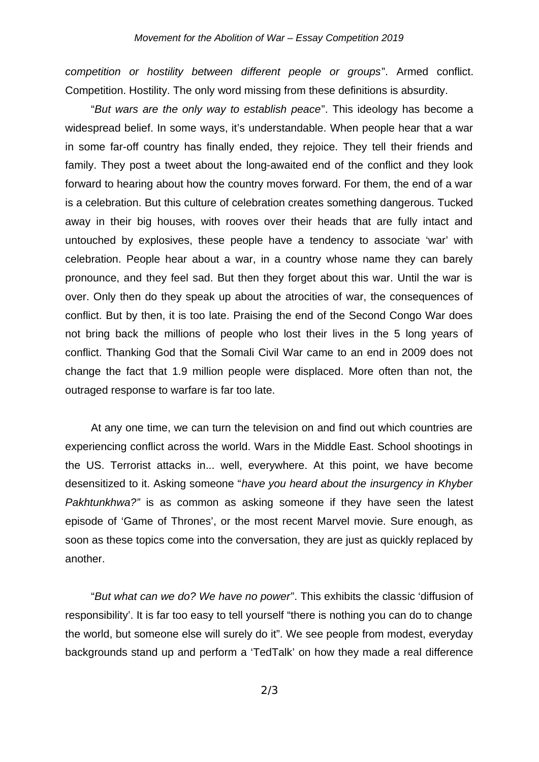*competition or hostility between different people or groups*". Armed conflict. Competition. Hostility. The only word missing from these definitions is absurdity.

"*But wars are the only way to establish peace*". This ideology has become a widespread belief. In some ways, it's understandable. When people hear that a war in some far-off country has finally ended, they rejoice. They tell their friends and family. They post a tweet about the long-awaited end of the conflict and they look forward to hearing about how the country moves forward. For them, the end of a war is a celebration. But this culture of celebration creates something dangerous. Tucked away in their big houses, with rooves over their heads that are fully intact and untouched by explosives, these people have a tendency to associate 'war' with celebration. People hear about a war, in a country whose name they can barely pronounce, and they feel sad. But then they forget about this war. Until the war is over. Only then do they speak up about the atrocities of war, the consequences of conflict. But by then, it is too late. Praising the end of the Second Congo War does not bring back the millions of people who lost their lives in the 5 long years of conflict. Thanking God that the Somali Civil War came to an end in 2009 does not change the fact that 1.9 million people were displaced. More often than not, the outraged response to warfare is far too late.

At any one time, we can turn the television on and find out which countries are experiencing conflict across the world. Wars in the Middle East. School shootings in the US. Terrorist attacks in... well, everywhere. At this point, we have become desensitized to it. Asking someone "*have you heard about the insurgency in Khyber Pakhtunkhwa?"* is as common as asking someone if they have seen the latest episode of 'Game of Thrones', or the most recent Marvel movie. Sure enough, as soon as these topics come into the conversation, they are just as quickly replaced by another.

"*But what can we do? We have no power*". This exhibits the classic 'diffusion of responsibility'. It is far too easy to tell yourself "there is nothing you can do to change the world, but someone else will surely do it". We see people from modest, everyday backgrounds stand up and perform a 'TedTalk' on how they made a real difference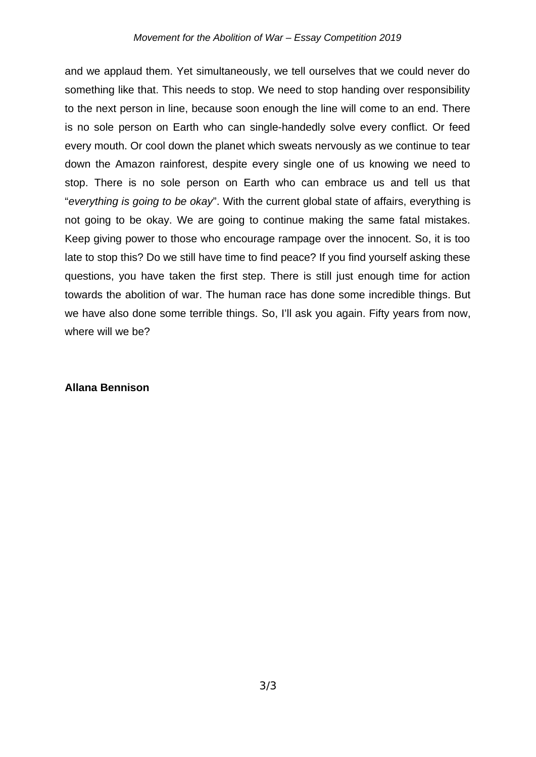and we applaud them. Yet simultaneously, we tell ourselves that we could never do something like that. This needs to stop. We need to stop handing over responsibility to the next person in line, because soon enough the line will come to an end. There is no sole person on Earth who can single-handedly solve every conflict. Or feed every mouth. Or cool down the planet which sweats nervously as we continue to tear down the Amazon rainforest, despite every single one of us knowing we need to stop. There is no sole person on Earth who can embrace us and tell us that "*everything is going to be okay*". With the current global state of affairs, everything is not going to be okay. We are going to continue making the same fatal mistakes. Keep giving power to those who encourage rampage over the innocent. So, it is too late to stop this? Do we still have time to find peace? If you find yourself asking these questions, you have taken the first step. There is still just enough time for action towards the abolition of war. The human race has done some incredible things. But we have also done some terrible things. So, I'll ask you again. Fifty years from now, where will we be?

**Allana Bennison**